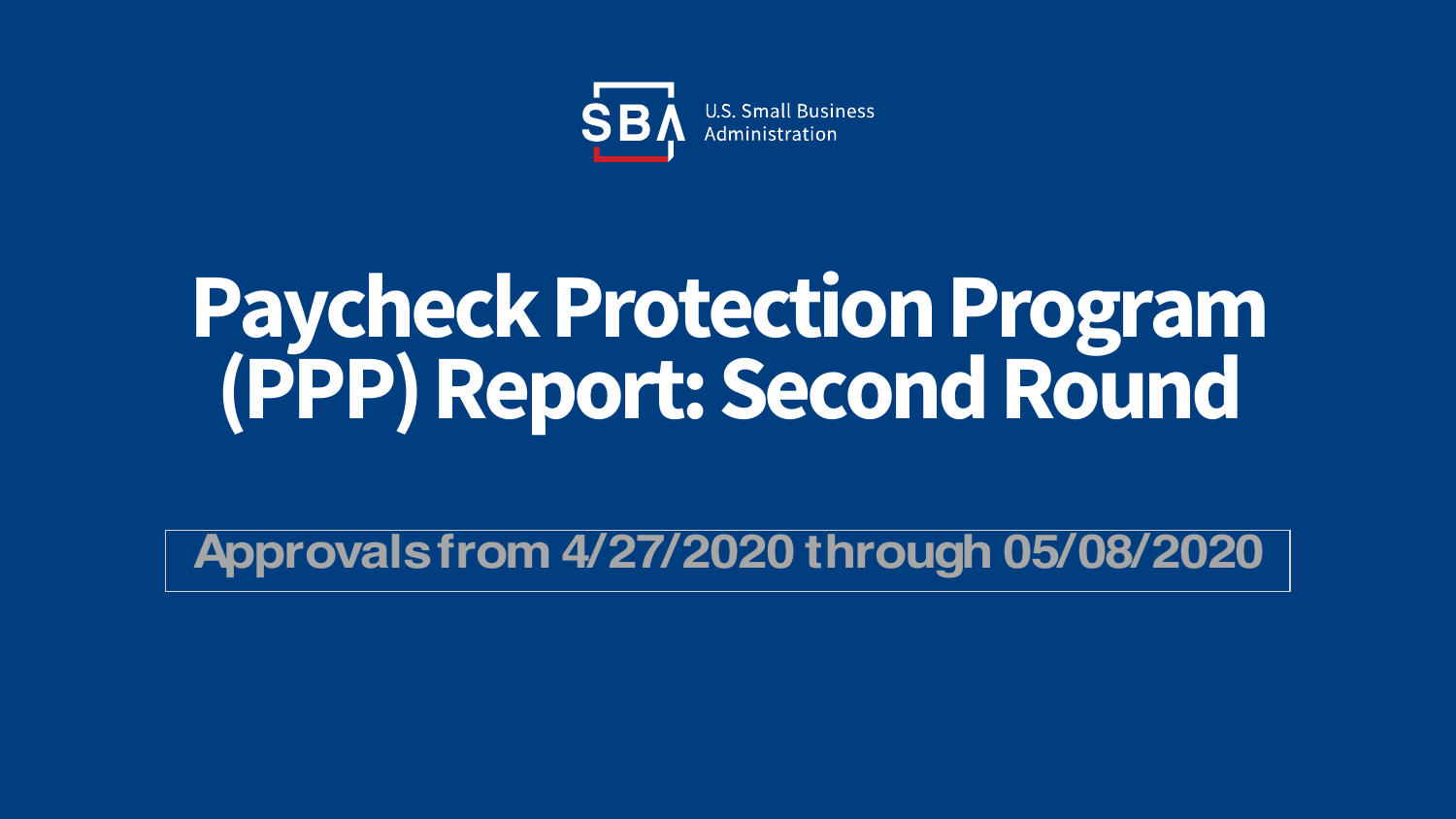U.S. Small Business Administration

# Paycheck Protection Program (PPP) Report: Second Round

Approvals from 4/27/2020 through 05/08/2020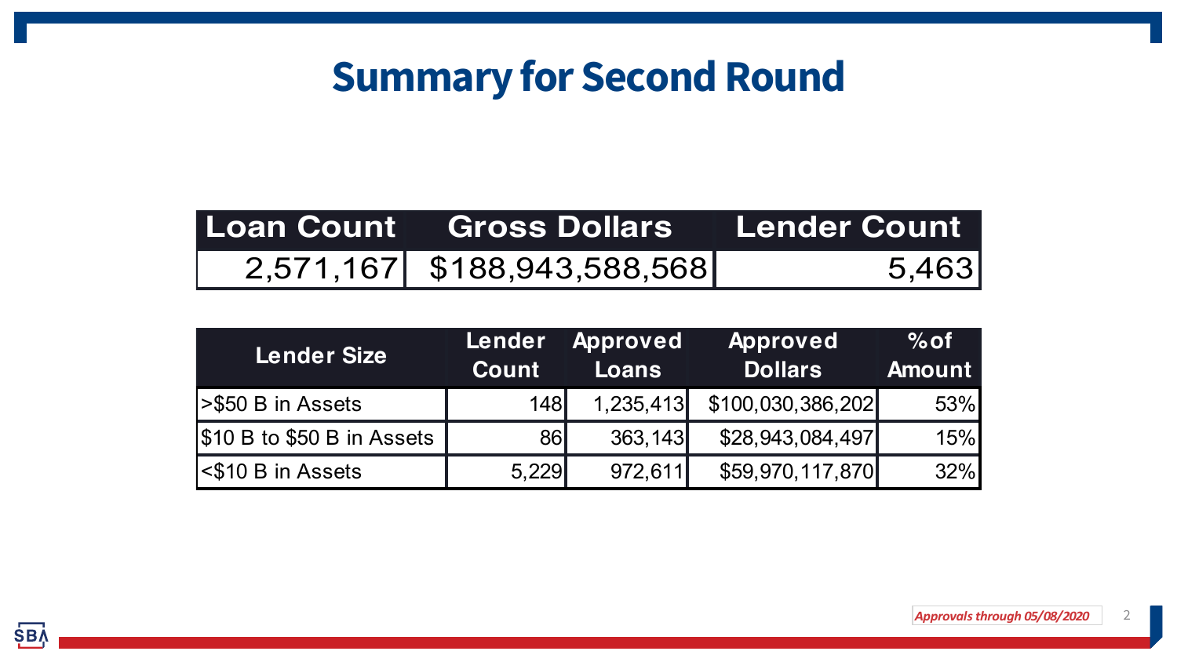# Summary for Second Round

| Loan Count | Gross Dollars | Lender Count |
|---|---|---|
| 2,571,167 | $188,943,588,568 | 5,463 |

| Lender Size | Lender Count | Approved Loans | Approved Dollars | % of Amount |
|---|---|---|---|---|
| >$50 B in Assets | 148 | 1,235,413 | $100,030,386,202 | 53% |
| $10 B to $50 B in Assets | 86 | 363,143 | $28,943,084,497 | 15% |
| <$10 B in Assets | 5,229 | 972,611 | $59,970,117,870 | 32% |

*Approvals through 05/08/2020*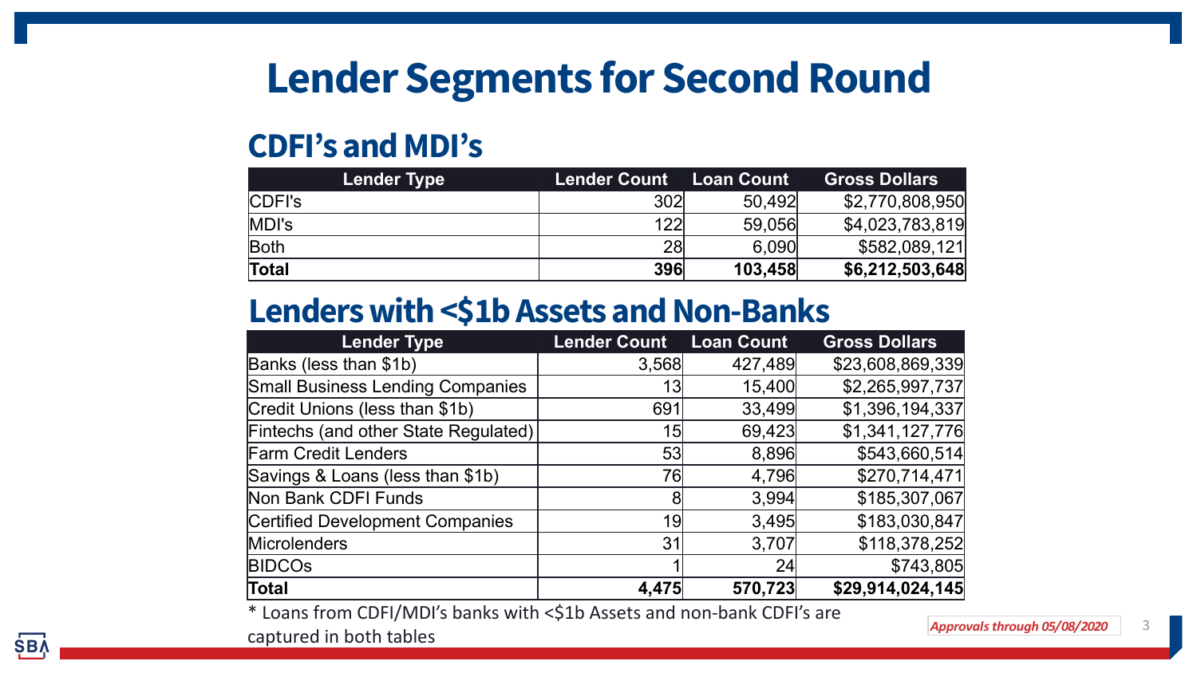# Lender Segments for Second Round

## CDFI's and MDI's

| Lender Type | Lender Count | Loan Count | Gross Dollars |
|---|---|---|---|
| CDFI's | 302 | 50,492 | $2,770,808,950 |
| MDI's | 122 | 59,056 | $4,023,783,819 |
| Both | 28 | 6,090 | $582,089,121 |
| **Total** | **396** | **103,458** | **$6,212,503,648** |

## Lenders with <$1b Assets and Non-Banks

| Lender Type | Lender Count | Loan Count | Gross Dollars |
|---|---|---|---|
| Banks (less than $1b) | 3,568 | 427,489 | $23,608,869,339 |
| Small Business Lending Companies | 13 | 15,400 | $2,265,997,737 |
| Credit Unions (less than $1b) | 691 | 33,499 | $1,396,194,337 |
| Fintechs (and other State Regulated) | 15 | 69,423 | $1,341,127,776 |
| Farm Credit Lenders | 53 | 8,896 | $543,660,514 |
| Savings & Loans (less than $1b) | 76 | 4,796 | $270,714,471 |
| Non Bank CDFI Funds | 8 | 3,994 | $185,307,067 |
| Certified Development Companies | 19 | 3,495 | $183,030,847 |
| Microlenders | 31 | 3,707 | $118,378,252 |
| BIDCOs | 1 | 24 | $743,805 |
| **Total** | **4,475** | **570,723** | **$29,914,024,145** |

* Loans from CDFI/MDI's banks with <$1b Assets and non-bank CDFI's are captured in both tables

*Approvals through 05/08/2020*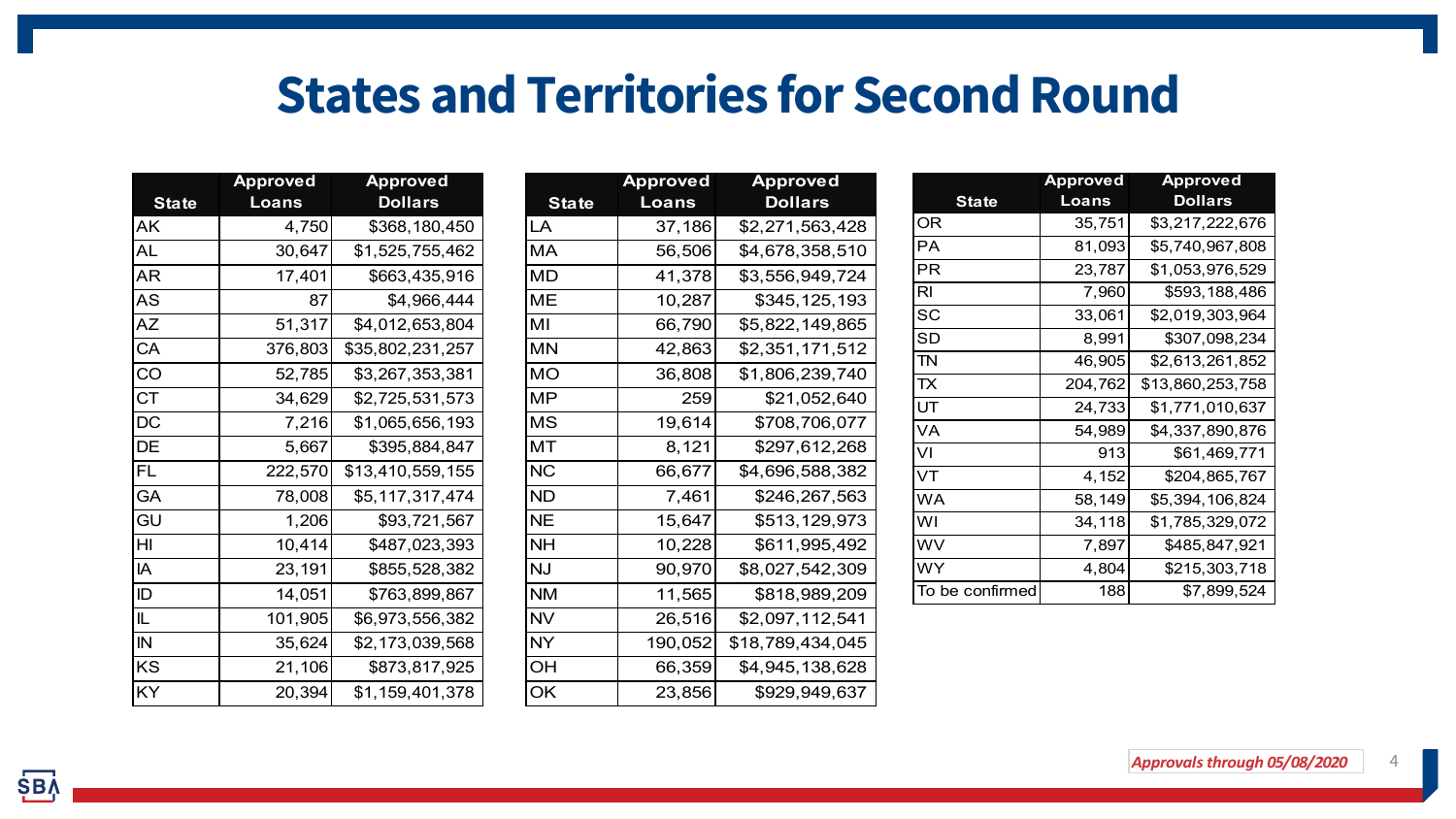# States and Territories for Second Round

| State | Approved Loans | Approved Dollars |
|---|---|---|
| AK | 4,750 | $368,180,450 |
| AL | 30,647 | $1,525,755,462 |
| AR | 17,401 | $663,435,916 |
| AS | 87 | $4,966,444 |
| AZ | 51,317 | $4,012,653,804 |
| CA | 376,803 | $35,802,231,257 |
| CO | 52,785 | $3,267,353,381 |
| CT | 34,629 | $2,725,531,573 |
| DC | 7,216 | $1,065,656,193 |
| DE | 5,667 | $395,884,847 |
| FL | 222,570 | $13,410,559,155 |
| GA | 78,008 | $5,117,317,474 |
| GU | 1,206 | $93,721,567 |
| HI | 10,414 | $487,023,393 |
| IA | 23,191 | $855,528,382 |
| ID | 14,051 | $763,899,867 |
| IL | 101,905 | $6,973,556,382 |
| IN | 35,624 | $2,173,039,568 |
| KS | 21,106 | $873,817,925 |
| KY | 20,394 | $1,159,401,378 |
| LA | 37,186 | $2,271,563,428 |
| MA | 56,506 | $4,678,358,510 |
| MD | 41,378 | $3,556,949,724 |
| ME | 10,287 | $345,125,193 |
| MI | 66,790 | $5,822,149,865 |
| MN | 42,863 | $2,351,171,512 |
| MO | 36,808 | $1,806,239,740 |
| MP | 259 | $21,052,640 |
| MS | 19,614 | $708,706,077 |
| MT | 8,121 | $297,612,268 |
| NC | 66,677 | $4,696,588,382 |
| ND | 7,461 | $246,267,563 |
| NE | 15,647 | $513,129,973 |
| NH | 10,228 | $611,995,492 |
| NJ | 90,970 | $8,027,542,309 |
| NM | 11,565 | $818,989,209 |
| NV | 26,516 | $2,097,112,541 |
| NY | 190,052 | $18,789,434,045 |
| OH | 66,359 | $4,945,138,628 |
| OK | 23,856 | $929,949,637 |
| OR | 35,751 | $3,217,222,676 |
| PA | 81,093 | $5,740,967,808 |
| PR | 23,787 | $1,053,976,529 |
| RI | 7,960 | $593,188,486 |
| SC | 33,061 | $2,019,303,964 |
| SD | 8,991 | $307,098,234 |
| TN | 46,905 | $2,613,261,852 |
| TX | 204,762 | $13,860,253,758 |
| UT | 24,733 | $1,771,010,637 |
| VA | 54,989 | $4,337,890,876 |
| VI | 913 | $61,469,771 |
| VT | 4,152 | $204,865,767 |
| WA | 58,149 | $5,394,106,824 |
| WI | 34,118 | $1,785,329,072 |
| WV | 7,897 | $485,847,921 |
| WY | 4,804 | $215,303,718 |
| To be confirmed | 188 | $7,899,524 |

*Approvals through 05/08/2020*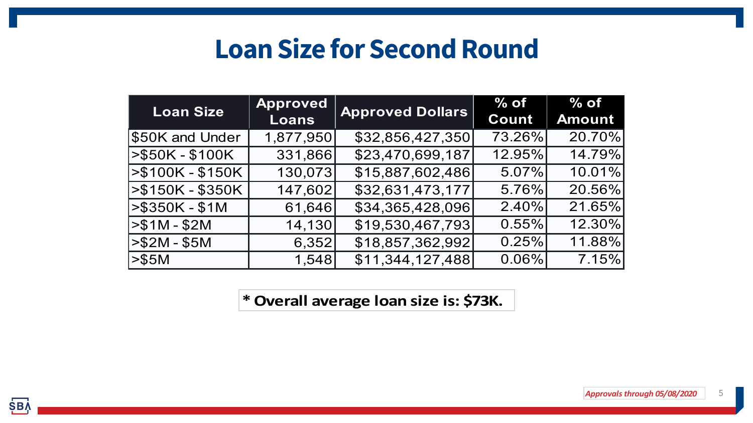# Loan Size for Second Round

| Loan Size | Approved Loans | Approved Dollars | % of Count | % of Amount |
|---|---|---|---|---|
| $50K and Under | 1,877,950 | $32,856,427,350 | 73.26% | 20.70% |
| >$50K - $100K | 331,866 | $23,470,699,187 | 12.95% | 14.79% |
| >$100K - $150K | 130,073 | $15,887,602,486 | 5.07% | 10.01% |
| >$150K - $350K | 147,602 | $32,631,473,177 | 5.76% | 20.56% |
| >$350K - $1M | 61,646 | $34,365,428,096 | 2.40% | 21.65% |
| >$1M - $2M | 14,130 | $19,530,467,793 | 0.55% | 12.30% |
| >$2M - $5M | 6,352 | $18,857,362,992 | 0.25% | 11.88% |
| >$5M | 1,548 | $11,344,127,488 | 0.06% | 7.15% |

**\* Overall average loan size is: $73K.**

*Approvals through 05/08/2020*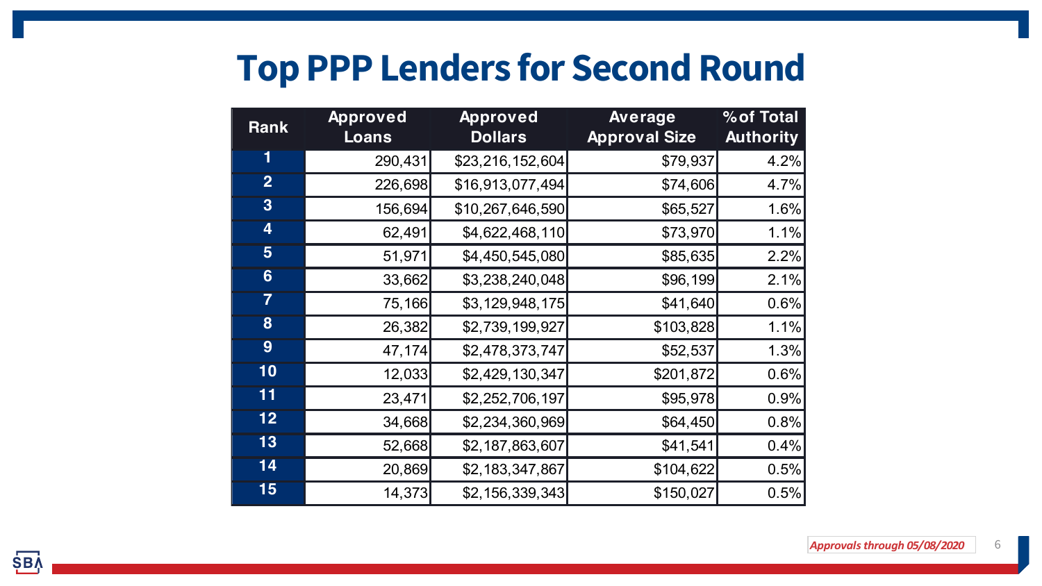# Top PPP Lenders for Second Round

| Rank | Approved Loans | Approved Dollars | Average Approval Size | % of Total Authority |
|---|---|---|---|---|
| 1 | 290,431 | $23,216,152,604 | $79,937 | 4.2% |
| 2 | 226,698 | $16,913,077,494 | $74,606 | 4.7% |
| 3 | 156,694 | $10,267,646,590 | $65,527 | 1.6% |
| 4 | 62,491 | $4,622,468,110 | $73,970 | 1.1% |
| 5 | 51,971 | $4,450,545,080 | $85,635 | 2.2% |
| 6 | 33,662 | $3,238,240,048 | $96,199 | 2.1% |
| 7 | 75,166 | $3,129,948,175 | $41,640 | 0.6% |
| 8 | 26,382 | $2,739,199,927 | $103,828 | 1.1% |
| 9 | 47,174 | $2,478,373,747 | $52,537 | 1.3% |
| 10 | 12,033 | $2,429,130,347 | $201,872 | 0.6% |
| 11 | 23,471 | $2,252,706,197 | $95,978 | 0.9% |
| 12 | 34,668 | $2,234,360,969 | $64,450 | 0.8% |
| 13 | 52,668 | $2,187,863,607 | $41,541 | 0.4% |
| 14 | 20,869 | $2,183,347,867 | $104,622 | 0.5% |
| 15 | 14,373 | $2,156,339,343 | $150,027 | 0.5% |

*Approvals through 05/08/2020*